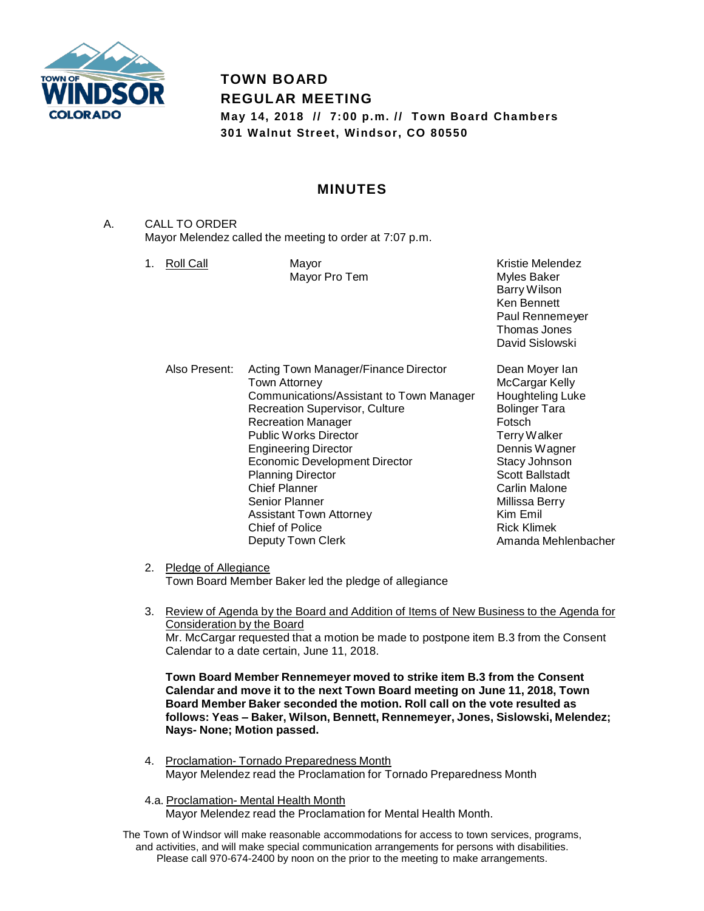# TOWN BOARD
# REGULAR MEETING

**May 14, 2018 // 7:00 p.m. // Town Board Chambers**
**301 Walnut Street, Windsor, CO 80550**

## MINUTES

A. CALL TO ORDER
Mayor Melendez called the meeting to order at 7:07 p.m.

1. Roll Call

| | |
|---|---|
| Mayor | Kristie Melendez |
| Mayor Pro Tem | Myles Baker |
| | Barry Wilson |
| | Ken Bennett |
| | Paul Rennemeyer |
| | Thomas Jones |
| | David Sislowski |

Also Present:

| | |
|---|---|
| Acting Town Manager/Finance Director | Dean Moyer Ian |
| Town Attorney | McCargar Kelly |
| Communications/Assistant to Town Manager | Houghteling Luke |
| Recreation Supervisor, Culture | Bolinger Tara |
| Recreation Manager | Fotsch |
| Public Works Director | Terry Walker |
| Engineering Director | Dennis Wagner |
| Economic Development Director | Stacy Johnson |
| Planning Director | Scott Ballstadt |
| Chief Planner | Carlin Malone |
| Senior Planner | Millissa Berry |
| Assistant Town Attorney | Kim Emil |
| Chief of Police | Rick Klimek |
| Deputy Town Clerk | Amanda Mehlenbacher |

2. Pledge of Allegiance
Town Board Member Baker led the pledge of allegiance

3. Review of Agenda by the Board and Addition of Items of New Business to the Agenda for Consideration by the Board
Mr. McCargar requested that a motion be made to postpone item B.3 from the Consent Calendar to a date certain, June 11, 2018.

**Town Board Member Rennemeyer moved to strike item B.3 from the Consent Calendar and move it to the next Town Board meeting on June 11, 2018, Town Board Member Baker seconded the motion. Roll call on the vote resulted as follows: Yeas – Baker, Wilson, Bennett, Rennemeyer, Jones, Sislowski, Melendez; Nays- None; Motion passed.**

4. Proclamation- Tornado Preparedness Month
Mayor Melendez read the Proclamation for Tornado Preparedness Month

4.a. Proclamation- Mental Health Month
Mayor Melendez read the Proclamation for Mental Health Month.

The Town of Windsor will make reasonable accommodations for access to town services, programs, and activities, and will make special communication arrangements for persons with disabilities. Please call 970-674-2400 by noon on the prior to the meeting to make arrangements.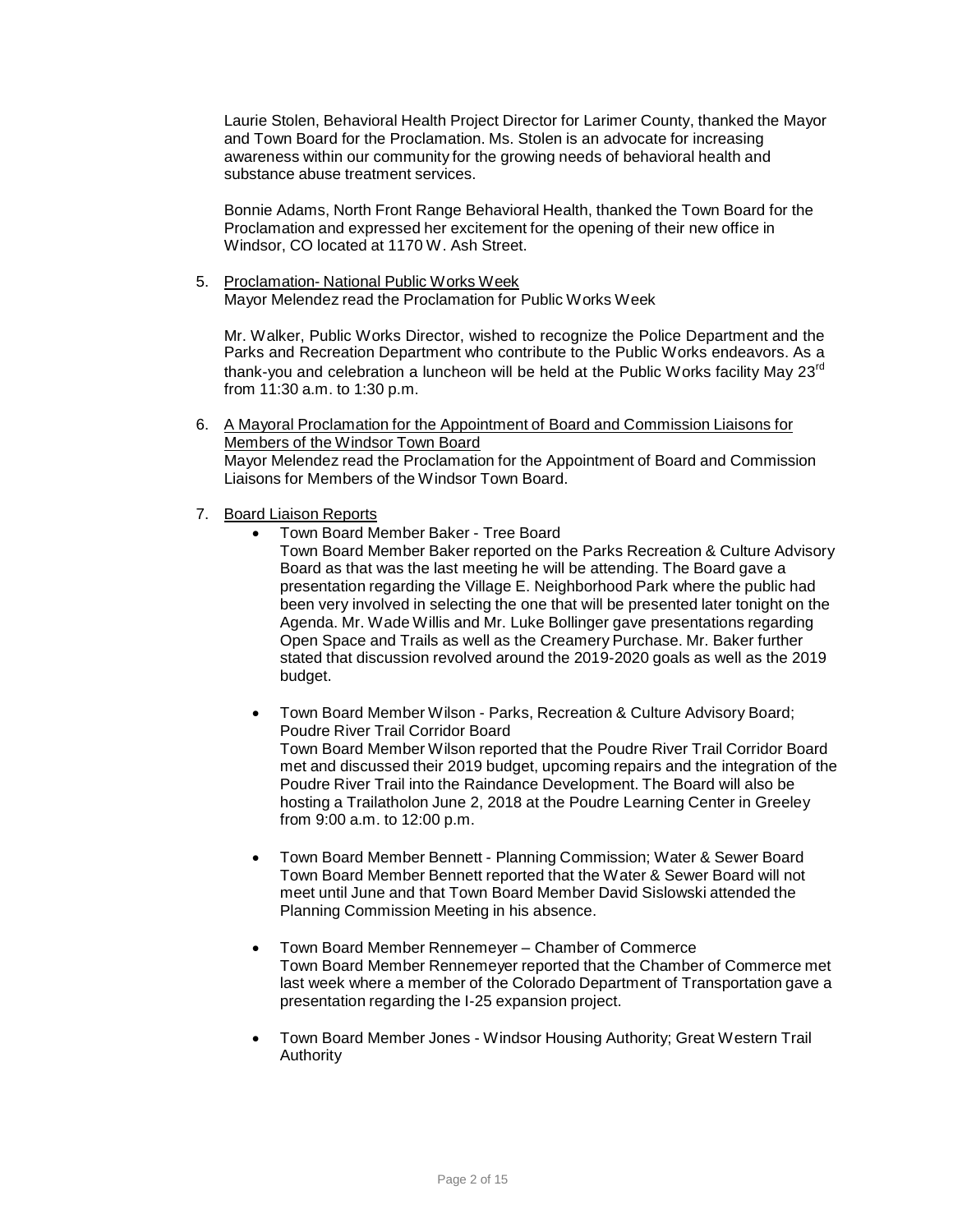Laurie Stolen, Behavioral Health Project Director for Larimer County, thanked the Mayor and Town Board for the Proclamation. Ms. Stolen is an advocate for increasing awareness within our community for the growing needs of behavioral health and substance abuse treatment services.

Bonnie Adams, North Front Range Behavioral Health, thanked the Town Board for the Proclamation and expressed her excitement for the opening of their new office in Windsor, CO located at 1170 W. Ash Street.

5. Proclamation- National Public Works Week
   Mayor Melendez read the Proclamation for Public Works Week

   Mr. Walker, Public Works Director, wished to recognize the Police Department and the Parks and Recreation Department who contribute to the Public Works endeavors. As a thank-you and celebration a luncheon will be held at the Public Works facility May 23rd from 11:30 a.m. to 1:30 p.m.

6. A Mayoral Proclamation for the Appointment of Board and Commission Liaisons for Members of the Windsor Town Board
   Mayor Melendez read the Proclamation for the Appointment of Board and Commission Liaisons for Members of the Windsor Town Board.

7. Board Liaison Reports
   - Town Board Member Baker - Tree Board
     Town Board Member Baker reported on the Parks Recreation & Culture Advisory Board as that was the last meeting he will be attending. The Board gave a presentation regarding the Village E. Neighborhood Park where the public had been very involved in selecting the one that will be presented later tonight on the Agenda. Mr. Wade Willis and Mr. Luke Bollinger gave presentations regarding Open Space and Trails as well as the Creamery Purchase. Mr. Baker further stated that discussion revolved around the 2019-2020 goals as well as the 2019 budget.

   - Town Board Member Wilson - Parks, Recreation & Culture Advisory Board; Poudre River Trail Corridor Board
     Town Board Member Wilson reported that the Poudre River Trail Corridor Board met and discussed their 2019 budget, upcoming repairs and the integration of the Poudre River Trail into the Raindance Development. The Board will also be hosting a Trailatholon June 2, 2018 at the Poudre Learning Center in Greeley from 9:00 a.m. to 12:00 p.m.

   - Town Board Member Bennett - Planning Commission; Water & Sewer Board
     Town Board Member Bennett reported that the Water & Sewer Board will not meet until June and that Town Board Member David Sislowski attended the Planning Commission Meeting in his absence.

   - Town Board Member Rennemeyer – Chamber of Commerce
     Town Board Member Rennemeyer reported that the Chamber of Commerce met last week where a member of the Colorado Department of Transportation gave a presentation regarding the I-25 expansion project.

   - Town Board Member Jones - Windsor Housing Authority; Great Western Trail Authority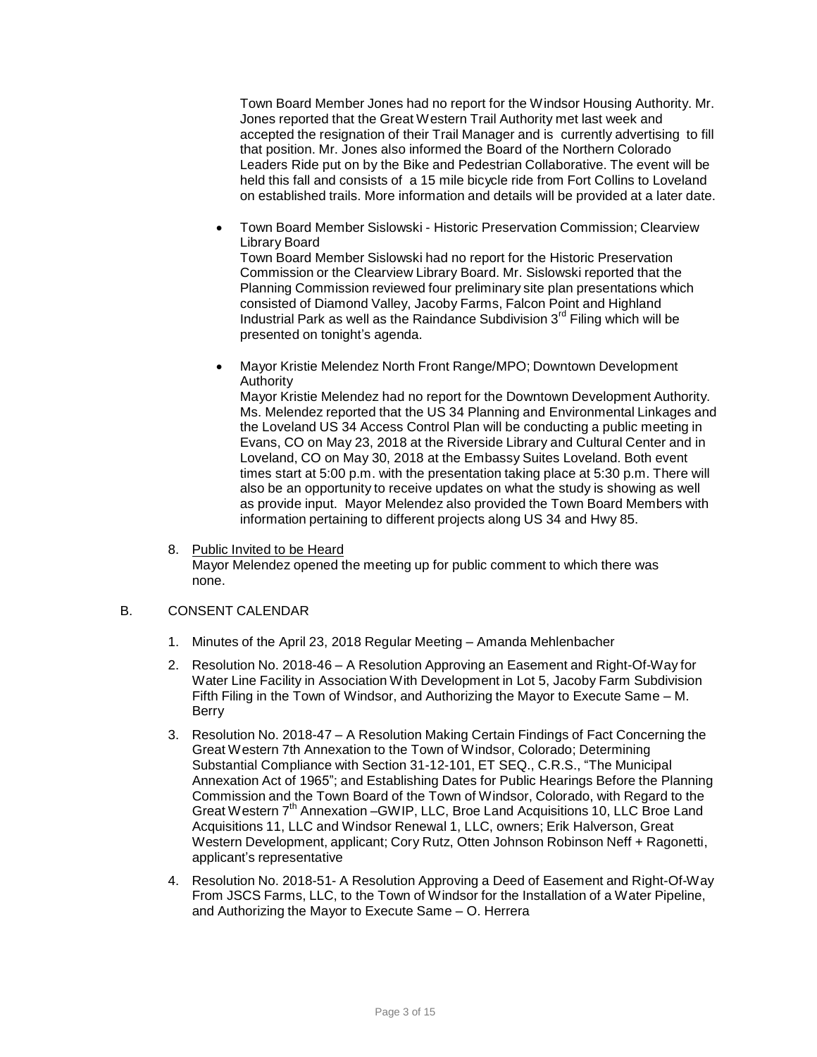Town Board Member Jones had no report for the Windsor Housing Authority. Mr. Jones reported that the Great Western Trail Authority met last week and accepted the resignation of their Trail Manager and is currently advertising to fill that position. Mr. Jones also informed the Board of the Northern Colorado Leaders Ride put on by the Bike and Pedestrian Collaborative. The event will be held this fall and consists of a 15 mile bicycle ride from Fort Collins to Loveland on established trails. More information and details will be provided at a later date.

- Town Board Member Sislowski - Historic Preservation Commission; Clearview Library Board
  Town Board Member Sislowski had no report for the Historic Preservation Commission or the Clearview Library Board. Mr. Sislowski reported that the Planning Commission reviewed four preliminary site plan presentations which consisted of Diamond Valley, Jacoby Farms, Falcon Point and Highland Industrial Park as well as the Raindance Subdivision 3rd Filing which will be presented on tonight's agenda.

- Mayor Kristie Melendez North Front Range/MPO; Downtown Development Authority
  Mayor Kristie Melendez had no report for the Downtown Development Authority. Ms. Melendez reported that the US 34 Planning and Environmental Linkages and the Loveland US 34 Access Control Plan will be conducting a public meeting in Evans, CO on May 23, 2018 at the Riverside Library and Cultural Center and in Loveland, CO on May 30, 2018 at the Embassy Suites Loveland. Both event times start at 5:00 p.m. with the presentation taking place at 5:30 p.m. There will also be an opportunity to receive updates on what the study is showing as well as provide input. Mayor Melendez also provided the Town Board Members with information pertaining to different projects along US 34 and Hwy 85.

8. Public Invited to be Heard
   Mayor Melendez opened the meeting up for public comment to which there was none.

B. CONSENT CALENDAR

1. Minutes of the April 23, 2018 Regular Meeting – Amanda Mehlenbacher
2. Resolution No. 2018-46 – A Resolution Approving an Easement and Right-Of-Way for Water Line Facility in Association With Development in Lot 5, Jacoby Farm Subdivision Fifth Filing in the Town of Windsor, and Authorizing the Mayor to Execute Same – M. Berry
3. Resolution No. 2018-47 – A Resolution Making Certain Findings of Fact Concerning the Great Western 7th Annexation to the Town of Windsor, Colorado; Determining Substantial Compliance with Section 31-12-101, ET SEQ., C.R.S., "The Municipal Annexation Act of 1965"; and Establishing Dates for Public Hearings Before the Planning Commission and the Town Board of the Town of Windsor, Colorado, with Regard to the Great Western 7th Annexation –GWIP, LLC, Broe Land Acquisitions 10, LLC Broe Land Acquisitions 11, LLC and Windsor Renewal 1, LLC, owners; Erik Halverson, Great Western Development, applicant; Cory Rutz, Otten Johnson Robinson Neff + Ragonetti, applicant's representative
4. Resolution No. 2018-51- A Resolution Approving a Deed of Easement and Right-Of-Way From JSCS Farms, LLC, to the Town of Windsor for the Installation of a Water Pipeline, and Authorizing the Mayor to Execute Same – O. Herrera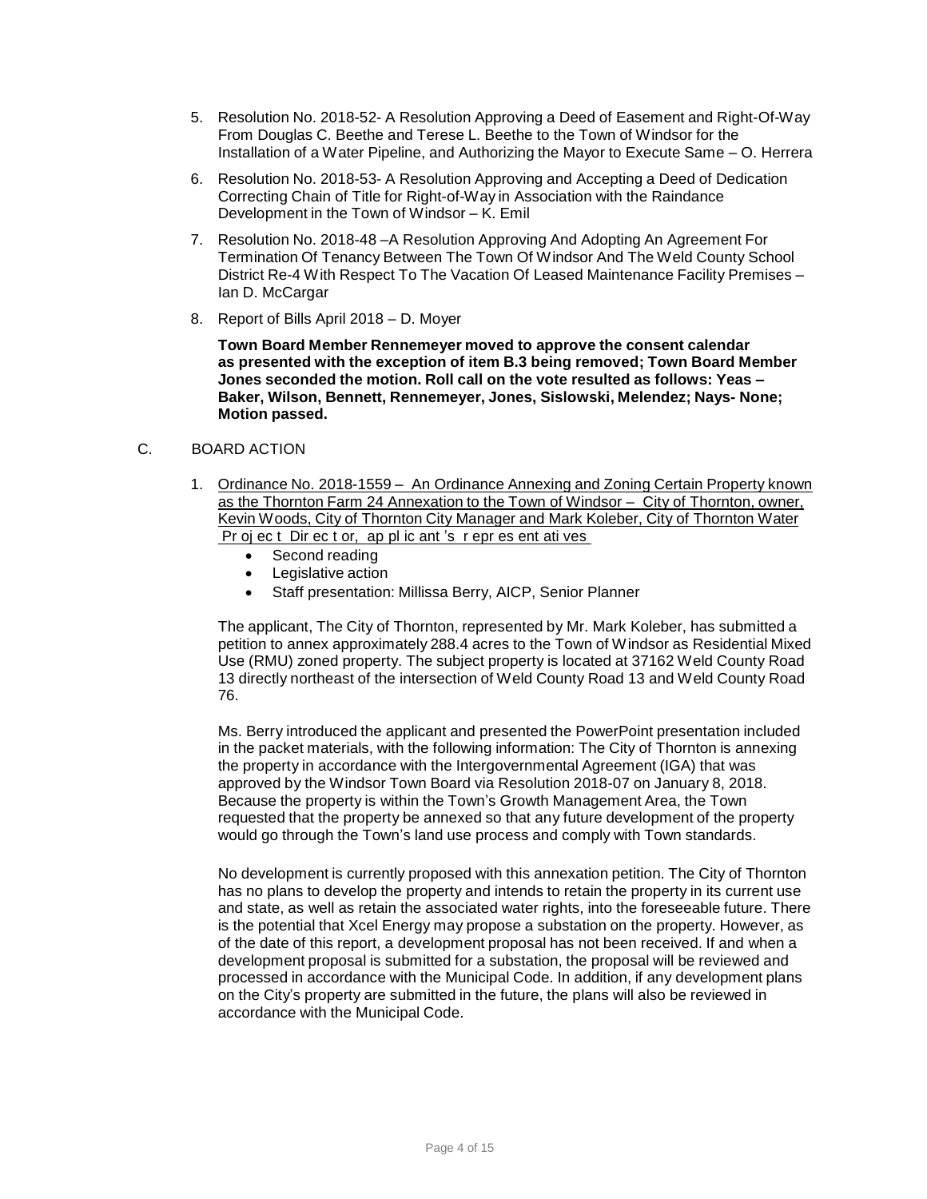5. Resolution No. 2018-52- A Resolution Approving a Deed of Easement and Right-Of-Way From Douglas C. Beethe and Terese L. Beethe to the Town of Windsor for the Installation of a Water Pipeline, and Authorizing the Mayor to Execute Same – O. Herrera
6. Resolution No. 2018-53- A Resolution Approving and Accepting a Deed of Dedication Correcting Chain of Title for Right-of-Way in Association with the Raindance Development in the Town of Windsor – K. Emil
7. Resolution No. 2018-48 –A Resolution Approving And Adopting An Agreement For Termination Of Tenancy Between The Town Of Windsor And The Weld County School District Re-4 With Respect To The Vacation Of Leased Maintenance Facility Premises – Ian D. McCargar
8. Report of Bills April 2018 – D. Moyer

**Town Board Member Rennemeyer moved to approve the consent calendar as presented with the exception of item B.3 being removed; Town Board Member Jones seconded the motion. Roll call on the vote resulted as follows: Yeas – Baker, Wilson, Bennett, Rennemeyer, Jones, Sislowski, Melendez; Nays- None; Motion passed.**

C. BOARD ACTION

1. Ordinance No. 2018-1559 – An Ordinance Annexing and Zoning Certain Property known as the Thornton Farm 24 Annexation to the Town of Windsor – City of Thornton, owner, Kevin Woods, City of Thornton City Manager and Mark Koleber, City of Thornton Water Project Director, applicant's representatives
   - Second reading
   - Legislative action
   - Staff presentation: Millissa Berry, AICP, Senior Planner

   The applicant, The City of Thornton, represented by Mr. Mark Koleber, has submitted a petition to annex approximately 288.4 acres to the Town of Windsor as Residential Mixed Use (RMU) zoned property. The subject property is located at 37162 Weld County Road 13 directly northeast of the intersection of Weld County Road 13 and Weld County Road 76.

   Ms. Berry introduced the applicant and presented the PowerPoint presentation included in the packet materials, with the following information: The City of Thornton is annexing the property in accordance with the Intergovernmental Agreement (IGA) that was approved by the Windsor Town Board via Resolution 2018-07 on January 8, 2018. Because the property is within the Town's Growth Management Area, the Town requested that the property be annexed so that any future development of the property would go through the Town's land use process and comply with Town standards.

   No development is currently proposed with this annexation petition. The City of Thornton has no plans to develop the property and intends to retain the property in its current use and state, as well as retain the associated water rights, into the foreseeable future. There is the potential that Xcel Energy may propose a substation on the property. However, as of the date of this report, a development proposal has not been received. If and when a development proposal is submitted for a substation, the proposal will be reviewed and processed in accordance with the Municipal Code. In addition, if any development plans on the City's property are submitted in the future, the plans will also be reviewed in accordance with the Municipal Code.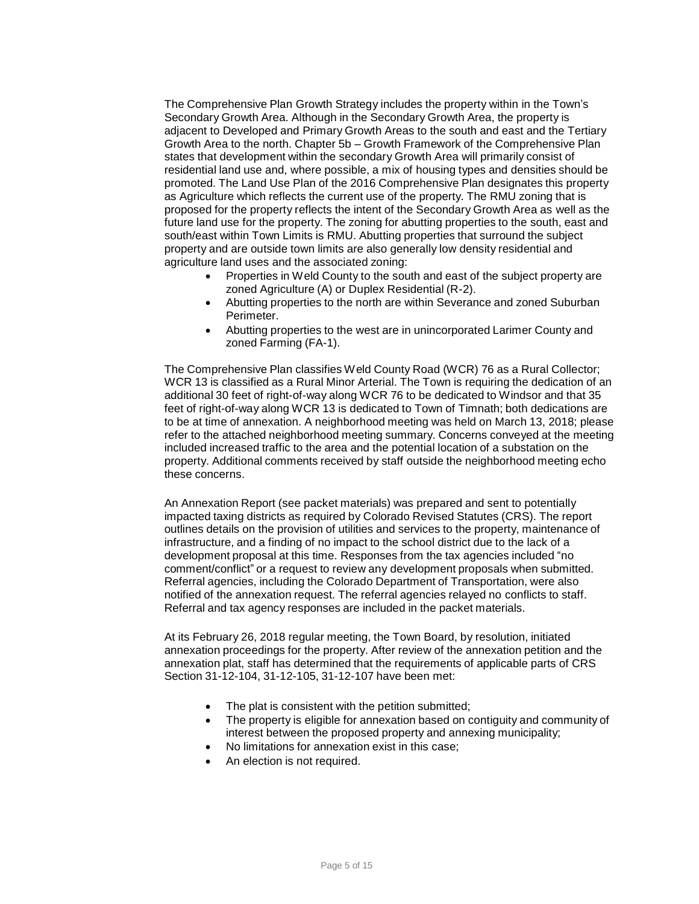The Comprehensive Plan Growth Strategy includes the property within in the Town's Secondary Growth Area. Although in the Secondary Growth Area, the property is adjacent to Developed and Primary Growth Areas to the south and east and the Tertiary Growth Area to the north. Chapter 5b – Growth Framework of the Comprehensive Plan states that development within the secondary Growth Area will primarily consist of residential land use and, where possible, a mix of housing types and densities should be promoted. The Land Use Plan of the 2016 Comprehensive Plan designates this property as Agriculture which reflects the current use of the property. The RMU zoning that is proposed for the property reflects the intent of the Secondary Growth Area as well as the future land use for the property. The zoning for abutting properties to the south, east and south/east within Town Limits is RMU. Abutting properties that surround the subject property and are outside town limits are also generally low density residential and agriculture land uses and the associated zoning:

- Properties in Weld County to the south and east of the subject property are zoned Agriculture (A) or Duplex Residential (R-2).
- Abutting properties to the north are within Severance and zoned Suburban Perimeter.
- Abutting properties to the west are in unincorporated Larimer County and zoned Farming (FA-1).

The Comprehensive Plan classifies Weld County Road (WCR) 76 as a Rural Collector; WCR 13 is classified as a Rural Minor Arterial. The Town is requiring the dedication of an additional 30 feet of right-of-way along WCR 76 to be dedicated to Windsor and that 35 feet of right-of-way along WCR 13 is dedicated to Town of Timnath; both dedications are to be at time of annexation. A neighborhood meeting was held on March 13, 2018; please refer to the attached neighborhood meeting summary. Concerns conveyed at the meeting included increased traffic to the area and the potential location of a substation on the property. Additional comments received by staff outside the neighborhood meeting echo these concerns.

An Annexation Report (see packet materials) was prepared and sent to potentially impacted taxing districts as required by Colorado Revised Statutes (CRS). The report outlines details on the provision of utilities and services to the property, maintenance of infrastructure, and a finding of no impact to the school district due to the lack of a development proposal at this time. Responses from the tax agencies included "no comment/conflict" or a request to review any development proposals when submitted. Referral agencies, including the Colorado Department of Transportation, were also notified of the annexation request. The referral agencies relayed no conflicts to staff. Referral and tax agency responses are included in the packet materials.

At its February 26, 2018 regular meeting, the Town Board, by resolution, initiated annexation proceedings for the property. After review of the annexation petition and the annexation plat, staff has determined that the requirements of applicable parts of CRS Section 31-12-104, 31-12-105, 31-12-107 have been met:

- The plat is consistent with the petition submitted;
- The property is eligible for annexation based on contiguity and community of interest between the proposed property and annexing municipality;
- No limitations for annexation exist in this case;
- An election is not required.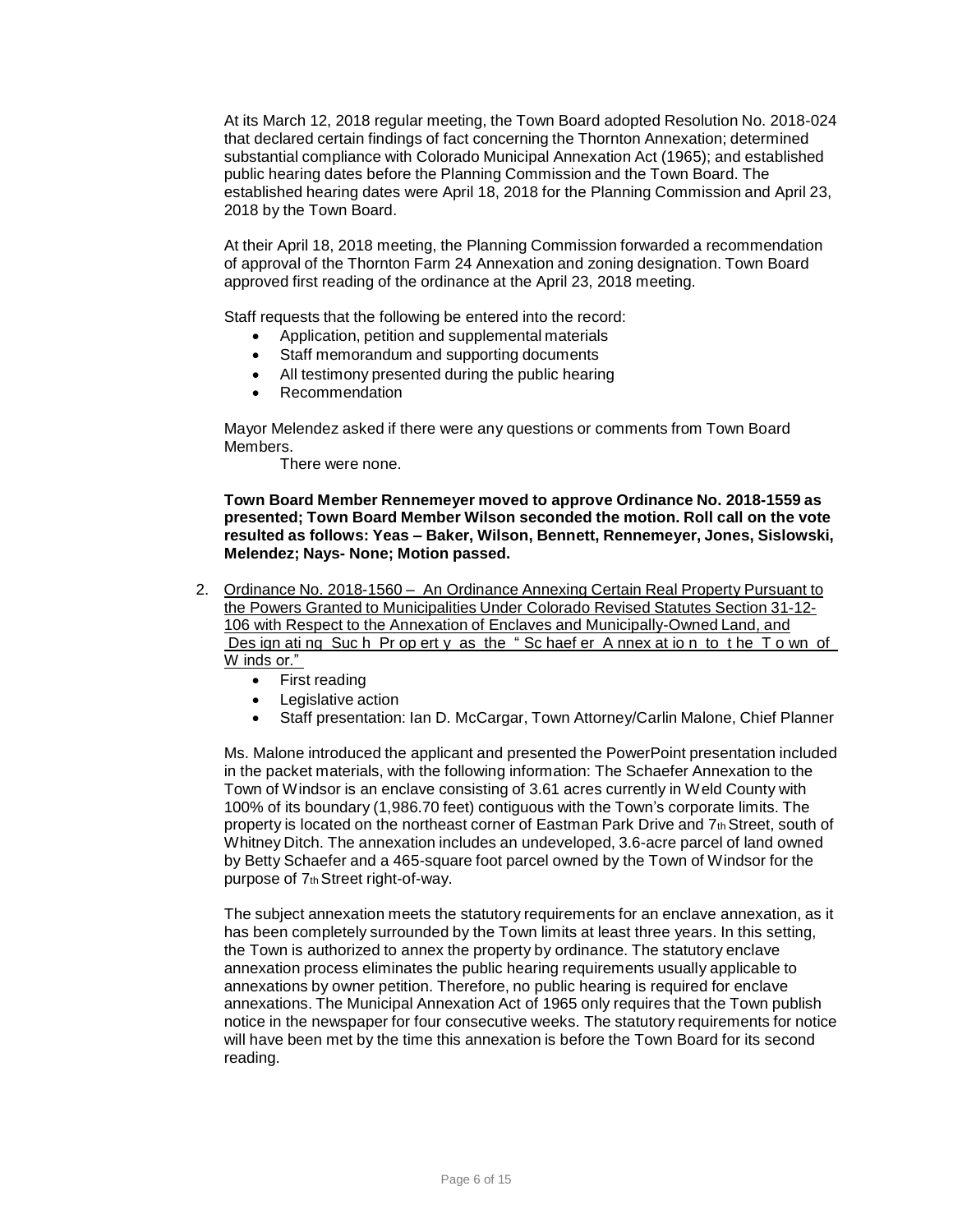At its March 12, 2018 regular meeting, the Town Board adopted Resolution No. 2018-024 that declared certain findings of fact concerning the Thornton Annexation; determined substantial compliance with Colorado Municipal Annexation Act (1965); and established public hearing dates before the Planning Commission and the Town Board. The established hearing dates were April 18, 2018 for the Planning Commission and April 23, 2018 by the Town Board.

At their April 18, 2018 meeting, the Planning Commission forwarded a recommendation of approval of the Thornton Farm 24 Annexation and zoning designation. Town Board approved first reading of the ordinance at the April 23, 2018 meeting.

Staff requests that the following be entered into the record:

- Application, petition and supplemental materials
- Staff memorandum and supporting documents
- All testimony presented during the public hearing
- Recommendation

Mayor Melendez asked if there were any questions or comments from Town Board Members.

There were none.

**Town Board Member Rennemeyer moved to approve Ordinance No. 2018-1559 as presented; Town Board Member Wilson seconded the motion. Roll call on the vote resulted as follows: Yeas – Baker, Wilson, Bennett, Rennemeyer, Jones, Sislowski, Melendez; Nays- None; Motion passed.**

2. Ordinance No. 2018-1560 – An Ordinance Annexing Certain Real Property Pursuant to the Powers Granted to Municipalities Under Colorado Revised Statutes Section 31-12-106 with Respect to the Annexation of Enclaves and Municipally-Owned Land, and Designating Such Property as the "Schaefer Annexation to the Town of Windsor."
   - First reading
   - Legislative action
   - Staff presentation: Ian D. McCargar, Town Attorney/Carlin Malone, Chief Planner

   Ms. Malone introduced the applicant and presented the PowerPoint presentation included in the packet materials, with the following information: The Schaefer Annexation to the Town of Windsor is an enclave consisting of 3.61 acres currently in Weld County with 100% of its boundary (1,986.70 feet) contiguous with the Town's corporate limits. The property is located on the northeast corner of Eastman Park Drive and 7th Street, south of Whitney Ditch. The annexation includes an undeveloped, 3.6-acre parcel of land owned by Betty Schaefer and a 465-square foot parcel owned by the Town of Windsor for the purpose of 7th Street right-of-way.

   The subject annexation meets the statutory requirements for an enclave annexation, as it has been completely surrounded by the Town limits at least three years. In this setting, the Town is authorized to annex the property by ordinance. The statutory enclave annexation process eliminates the public hearing requirements usually applicable to annexations by owner petition. Therefore, no public hearing is required for enclave annexations. The Municipal Annexation Act of 1965 only requires that the Town publish notice in the newspaper for four consecutive weeks. The statutory requirements for notice will have been met by the time this annexation is before the Town Board for its second reading.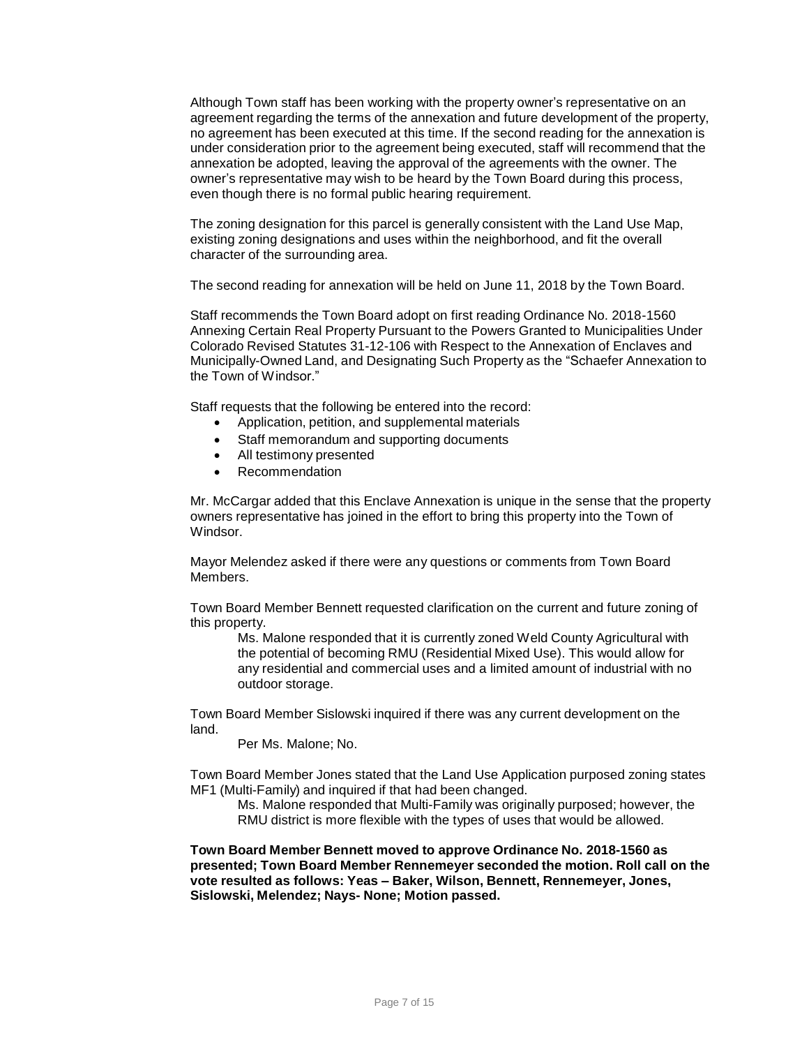Although Town staff has been working with the property owner's representative on an agreement regarding the terms of the annexation and future development of the property, no agreement has been executed at this time. If the second reading for the annexation is under consideration prior to the agreement being executed, staff will recommend that the annexation be adopted, leaving the approval of the agreements with the owner. The owner's representative may wish to be heard by the Town Board during this process, even though there is no formal public hearing requirement.

The zoning designation for this parcel is generally consistent with the Land Use Map, existing zoning designations and uses within the neighborhood, and fit the overall character of the surrounding area.

The second reading for annexation will be held on June 11, 2018 by the Town Board.

Staff recommends the Town Board adopt on first reading Ordinance No. 2018-1560 Annexing Certain Real Property Pursuant to the Powers Granted to Municipalities Under Colorado Revised Statutes 31-12-106 with Respect to the Annexation of Enclaves and Municipally-Owned Land, and Designating Such Property as the "Schaefer Annexation to the Town of Windsor."

Staff requests that the following be entered into the record:

- Application, petition, and supplemental materials
- Staff memorandum and supporting documents
- All testimony presented
- Recommendation

Mr. McCargar added that this Enclave Annexation is unique in the sense that the property owners representative has joined in the effort to bring this property into the Town of Windsor.

Mayor Melendez asked if there were any questions or comments from Town Board Members.

Town Board Member Bennett requested clarification on the current and future zoning of this property.

> Ms. Malone responded that it is currently zoned Weld County Agricultural with the potential of becoming RMU (Residential Mixed Use). This would allow for any residential and commercial uses and a limited amount of industrial with no outdoor storage.

Town Board Member Sislowski inquired if there was any current development on the land.

> Per Ms. Malone; No.

Town Board Member Jones stated that the Land Use Application purposed zoning states MF1 (Multi-Family) and inquired if that had been changed.

> Ms. Malone responded that Multi-Family was originally purposed; however, the RMU district is more flexible with the types of uses that would be allowed.

**Town Board Member Bennett moved to approve Ordinance No. 2018-1560 as presented; Town Board Member Rennemeyer seconded the motion. Roll call on the vote resulted as follows: Yeas – Baker, Wilson, Bennett, Rennemeyer, Jones, Sislowski, Melendez; Nays- None; Motion passed.**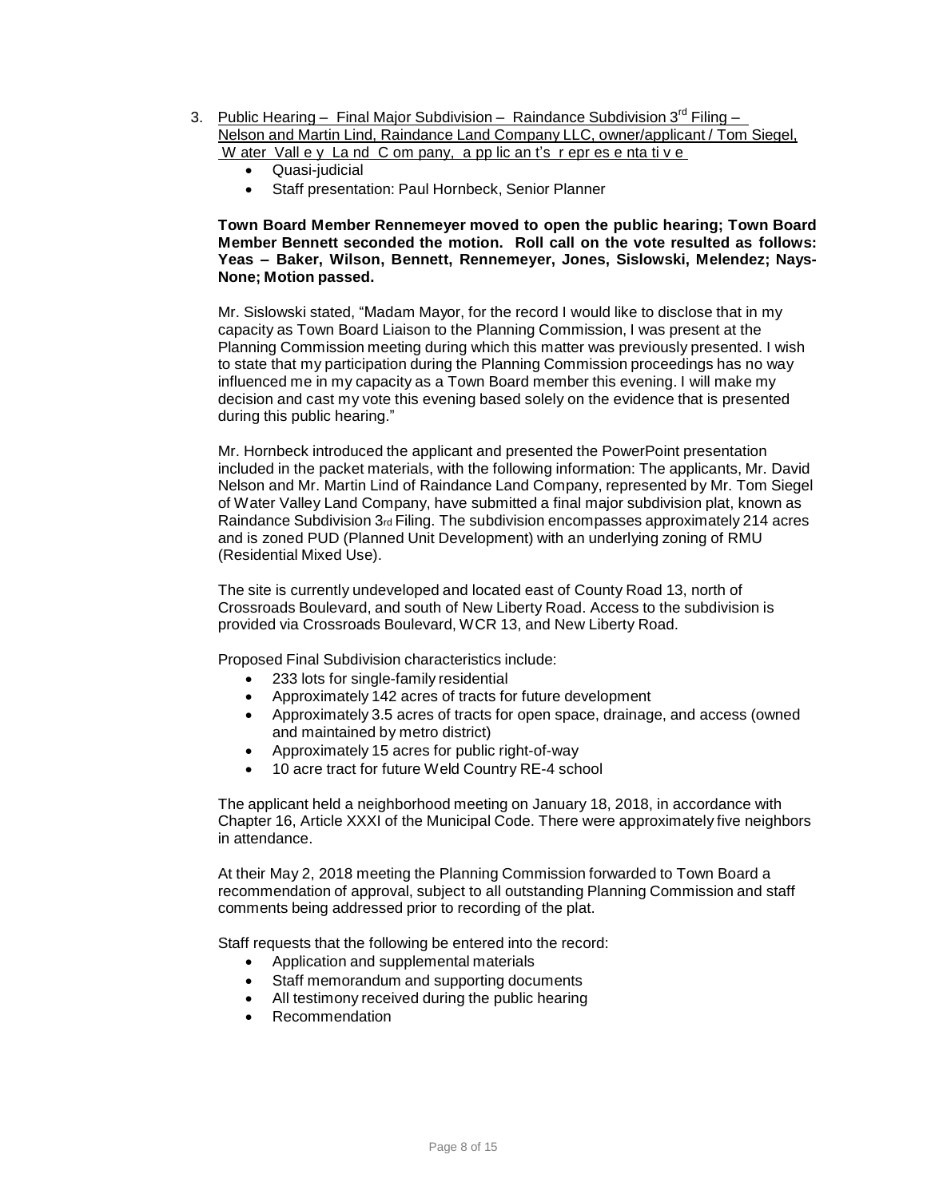3. Public Hearing – Final Major Subdivision – Raindance Subdivision 3rd Filing – Nelson and Martin Lind, Raindance Land Company LLC, owner/applicant / Tom Siegel, Water Valley Land Company, applicant's representative
   - Quasi-judicial
   - Staff presentation: Paul Hornbeck, Senior Planner

   **Town Board Member Rennemeyer moved to open the public hearing; Town Board Member Bennett seconded the motion. Roll call on the vote resulted as follows: Yeas – Baker, Wilson, Bennett, Rennemeyer, Jones, Sislowski, Melendez; Nays-None; Motion passed.**

   Mr. Sislowski stated, "Madam Mayor, for the record I would like to disclose that in my capacity as Town Board Liaison to the Planning Commission, I was present at the Planning Commission meeting during which this matter was previously presented. I wish to state that my participation during the Planning Commission proceedings has no way influenced me in my capacity as a Town Board member this evening. I will make my decision and cast my vote this evening based solely on the evidence that is presented during this public hearing."

   Mr. Hornbeck introduced the applicant and presented the PowerPoint presentation included in the packet materials, with the following information: The applicants, Mr. David Nelson and Mr. Martin Lind of Raindance Land Company, represented by Mr. Tom Siegel of Water Valley Land Company, have submitted a final major subdivision plat, known as Raindance Subdivision 3rd Filing. The subdivision encompasses approximately 214 acres and is zoned PUD (Planned Unit Development) with an underlying zoning of RMU (Residential Mixed Use).

   The site is currently undeveloped and located east of County Road 13, north of Crossroads Boulevard, and south of New Liberty Road. Access to the subdivision is provided via Crossroads Boulevard, WCR 13, and New Liberty Road.

   Proposed Final Subdivision characteristics include:
   - 233 lots for single-family residential
   - Approximately 142 acres of tracts for future development
   - Approximately 3.5 acres of tracts for open space, drainage, and access (owned and maintained by metro district)
   - Approximately 15 acres for public right-of-way
   - 10 acre tract for future Weld Country RE-4 school

   The applicant held a neighborhood meeting on January 18, 2018, in accordance with Chapter 16, Article XXXI of the Municipal Code. There were approximately five neighbors in attendance.

   At their May 2, 2018 meeting the Planning Commission forwarded to Town Board a recommendation of approval, subject to all outstanding Planning Commission and staff comments being addressed prior to recording of the plat.

   Staff requests that the following be entered into the record:
   - Application and supplemental materials
   - Staff memorandum and supporting documents
   - All testimony received during the public hearing
   - Recommendation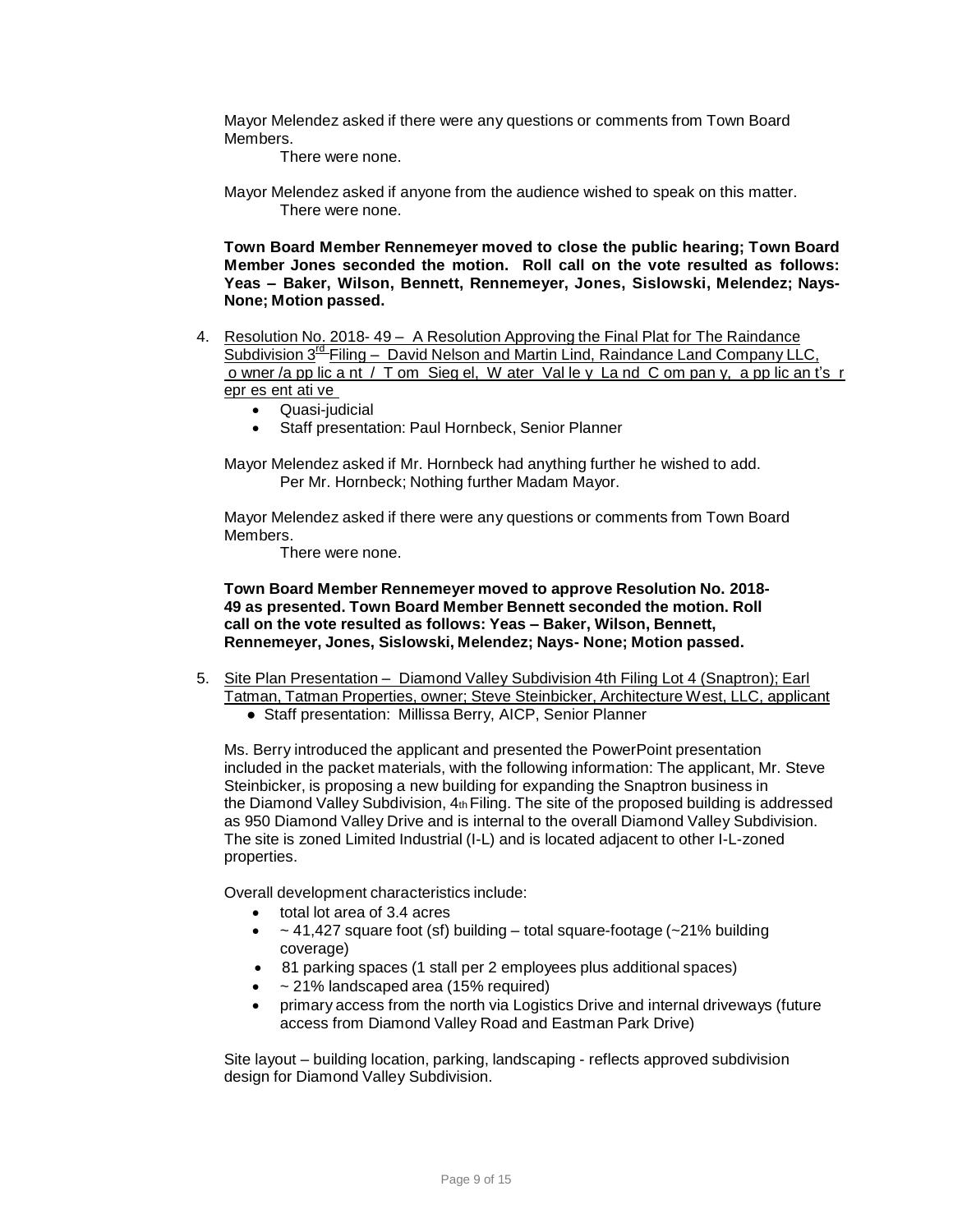Mayor Melendez asked if there were any questions or comments from Town Board Members.

There were none.

Mayor Melendez asked if anyone from the audience wished to speak on this matter.

There were none.

**Town Board Member Rennemeyer moved to close the public hearing; Town Board Member Jones seconded the motion. Roll call on the vote resulted as follows: Yeas – Baker, Wilson, Bennett, Rennemeyer, Jones, Sislowski, Melendez; Nays- None; Motion passed.**

4. Resolution No. 2018- 49 – A Resolution Approving the Final Plat for The Raindance Subdivision 3rd Filing – David Nelson and Martin Lind, Raindance Land Company LLC, owner/applicant / Tom Siegel, Water Valley Land Company, applicant's representative
   - Quasi-judicial
   - Staff presentation: Paul Hornbeck, Senior Planner

Mayor Melendez asked if Mr. Hornbeck had anything further he wished to add.

Per Mr. Hornbeck; Nothing further Madam Mayor.

Mayor Melendez asked if there were any questions or comments from Town Board Members.

There were none.

**Town Board Member Rennemeyer moved to approve Resolution No. 2018-49 as presented. Town Board Member Bennett seconded the motion. Roll call on the vote resulted as follows: Yeas – Baker, Wilson, Bennett, Rennemeyer, Jones, Sislowski, Melendez; Nays- None; Motion passed.**

5. Site Plan Presentation – Diamond Valley Subdivision 4th Filing Lot 4 (Snaptron); Earl Tatman, Tatman Properties, owner; Steve Steinbicker, Architecture West, LLC, applicant
   - Staff presentation: Millissa Berry, AICP, Senior Planner

Ms. Berry introduced the applicant and presented the PowerPoint presentation included in the packet materials, with the following information: The applicant, Mr. Steve Steinbicker, is proposing a new building for expanding the Snaptron business in the Diamond Valley Subdivision, 4th Filing. The site of the proposed building is addressed as 950 Diamond Valley Drive and is internal to the overall Diamond Valley Subdivision. The site is zoned Limited Industrial (I-L) and is located adjacent to other I-L-zoned properties.

Overall development characteristics include:

- total lot area of 3.4 acres
- ~ 41,427 square foot (sf) building – total square-footage (~21% building coverage)
- 81 parking spaces (1 stall per 2 employees plus additional spaces)
- ~ 21% landscaped area (15% required)
- primary access from the north via Logistics Drive and internal driveways (future access from Diamond Valley Road and Eastman Park Drive)

Site layout – building location, parking, landscaping - reflects approved subdivision design for Diamond Valley Subdivision.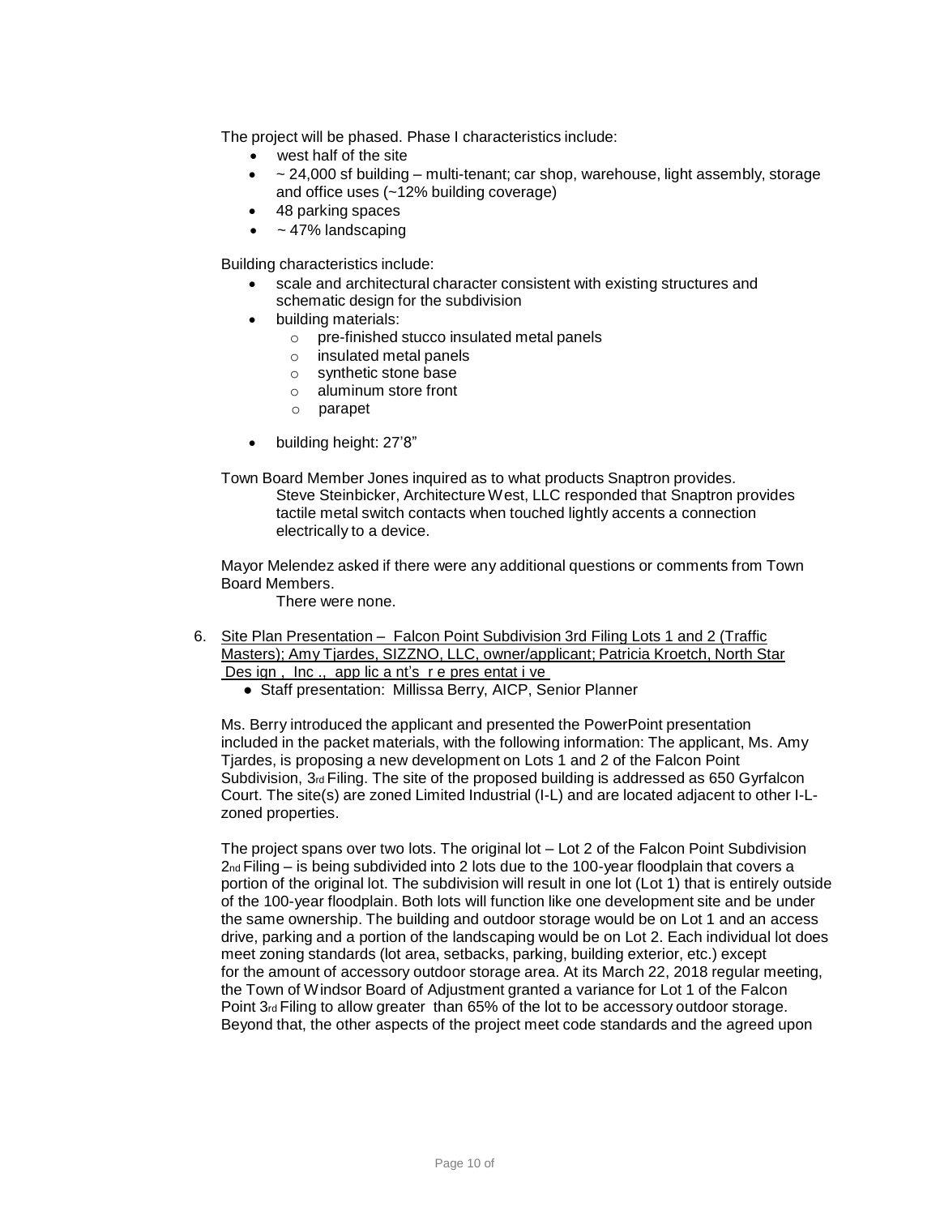The project will be phased. Phase I characteristics include:

- west half of the site
- ~ 24,000 sf building – multi-tenant; car shop, warehouse, light assembly, storage and office uses (~12% building coverage)
- 48 parking spaces
- ~ 47% landscaping

Building characteristics include:

- scale and architectural character consistent with existing structures and schematic design for the subdivision
- building materials:
  - pre-finished stucco insulated metal panels
  - insulated metal panels
  - synthetic stone base
  - aluminum store front
  - parapet
- building height: 27'8"

Town Board Member Jones inquired as to what products Snaptron provides.

Steve Steinbicker, Architecture West, LLC responded that Snaptron provides tactile metal switch contacts when touched lightly accents a connection electrically to a device.

Mayor Melendez asked if there were any additional questions or comments from Town Board Members.

There were none.

6. Site Plan Presentation – Falcon Point Subdivision 3rd Filing Lots 1 and 2 (Traffic Masters); Amy Tjardes, SIZZNO, LLC, owner/applicant; Patricia Kroetch, North Star Design, Inc., applicant's representative
   - Staff presentation: Millissa Berry, AICP, Senior Planner

Ms. Berry introduced the applicant and presented the PowerPoint presentation included in the packet materials, with the following information: The applicant, Ms. Amy Tjardes, is proposing a new development on Lots 1 and 2 of the Falcon Point Subdivision, 3rd Filing. The site of the proposed building is addressed as 650 Gyrfalcon Court. The site(s) are zoned Limited Industrial (I-L) and are located adjacent to other I-L-zoned properties.

The project spans over two lots. The original lot – Lot 2 of the Falcon Point Subdivision 2nd Filing – is being subdivided into 2 lots due to the 100-year floodplain that covers a portion of the original lot. The subdivision will result in one lot (Lot 1) that is entirely outside of the 100-year floodplain. Both lots will function like one development site and be under the same ownership. The building and outdoor storage would be on Lot 1 and an access drive, parking and a portion of the landscaping would be on Lot 2. Each individual lot does meet zoning standards (lot area, setbacks, parking, building exterior, etc.) except for the amount of accessory outdoor storage area. At its March 22, 2018 regular meeting, the Town of Windsor Board of Adjustment granted a variance for Lot 1 of the Falcon Point 3rd Filing to allow greater than 65% of the lot to be accessory outdoor storage. Beyond that, the other aspects of the project meet code standards and the agreed upon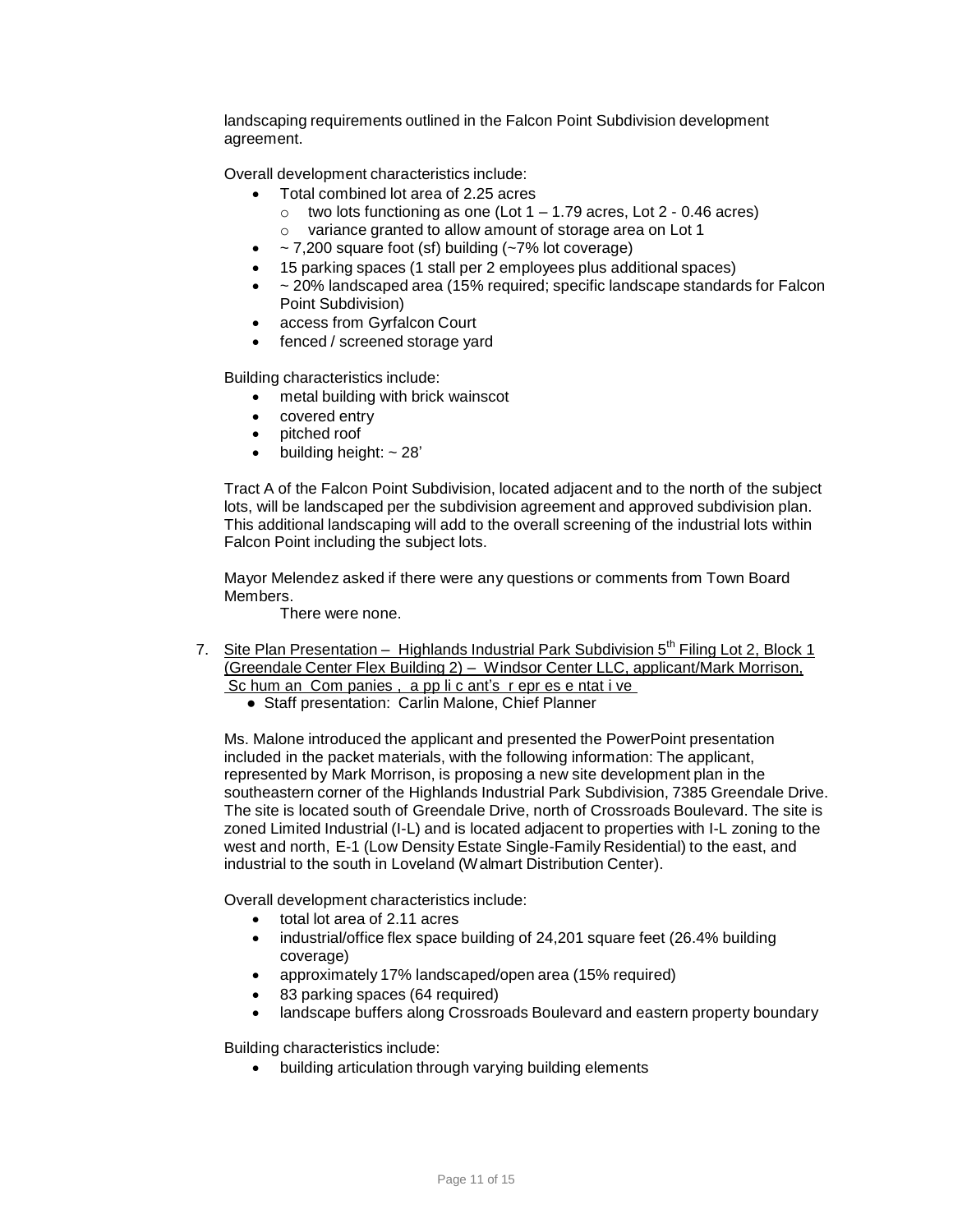landscaping requirements outlined in the Falcon Point Subdivision development agreement.

Overall development characteristics include:

- Total combined lot area of 2.25 acres
  - two lots functioning as one (Lot 1 – 1.79 acres, Lot 2 - 0.46 acres)
  - variance granted to allow amount of storage area on Lot 1
- ~ 7,200 square foot (sf) building (~7% lot coverage)
- 15 parking spaces (1 stall per 2 employees plus additional spaces)
- ~ 20% landscaped area (15% required; specific landscape standards for Falcon Point Subdivision)
- access from Gyrfalcon Court
- fenced / screened storage yard

Building characteristics include:

- metal building with brick wainscot
- covered entry
- pitched roof
- building height: ~ 28'

Tract A of the Falcon Point Subdivision, located adjacent and to the north of the subject lots, will be landscaped per the subdivision agreement and approved subdivision plan. This additional landscaping will add to the overall screening of the industrial lots within Falcon Point including the subject lots.

Mayor Melendez asked if there were any questions or comments from Town Board Members.

There were none.

7. Site Plan Presentation – Highlands Industrial Park Subdivision 5th Filing Lot 2, Block 1 (Greendale Center Flex Building 2) – Windsor Center LLC, applicant/Mark Morrison, Schuman Companies, applicant's representative
   - Staff presentation: Carlin Malone, Chief Planner

Ms. Malone introduced the applicant and presented the PowerPoint presentation included in the packet materials, with the following information: The applicant, represented by Mark Morrison, is proposing a new site development plan in the southeastern corner of the Highlands Industrial Park Subdivision, 7385 Greendale Drive. The site is located south of Greendale Drive, north of Crossroads Boulevard. The site is zoned Limited Industrial (I-L) and is located adjacent to properties with I-L zoning to the west and north, E-1 (Low Density Estate Single-Family Residential) to the east, and industrial to the south in Loveland (Walmart Distribution Center).

Overall development characteristics include:

- total lot area of 2.11 acres
- industrial/office flex space building of 24,201 square feet (26.4% building coverage)
- approximately 17% landscaped/open area (15% required)
- 83 parking spaces (64 required)
- landscape buffers along Crossroads Boulevard and eastern property boundary

Building characteristics include:

- building articulation through varying building elements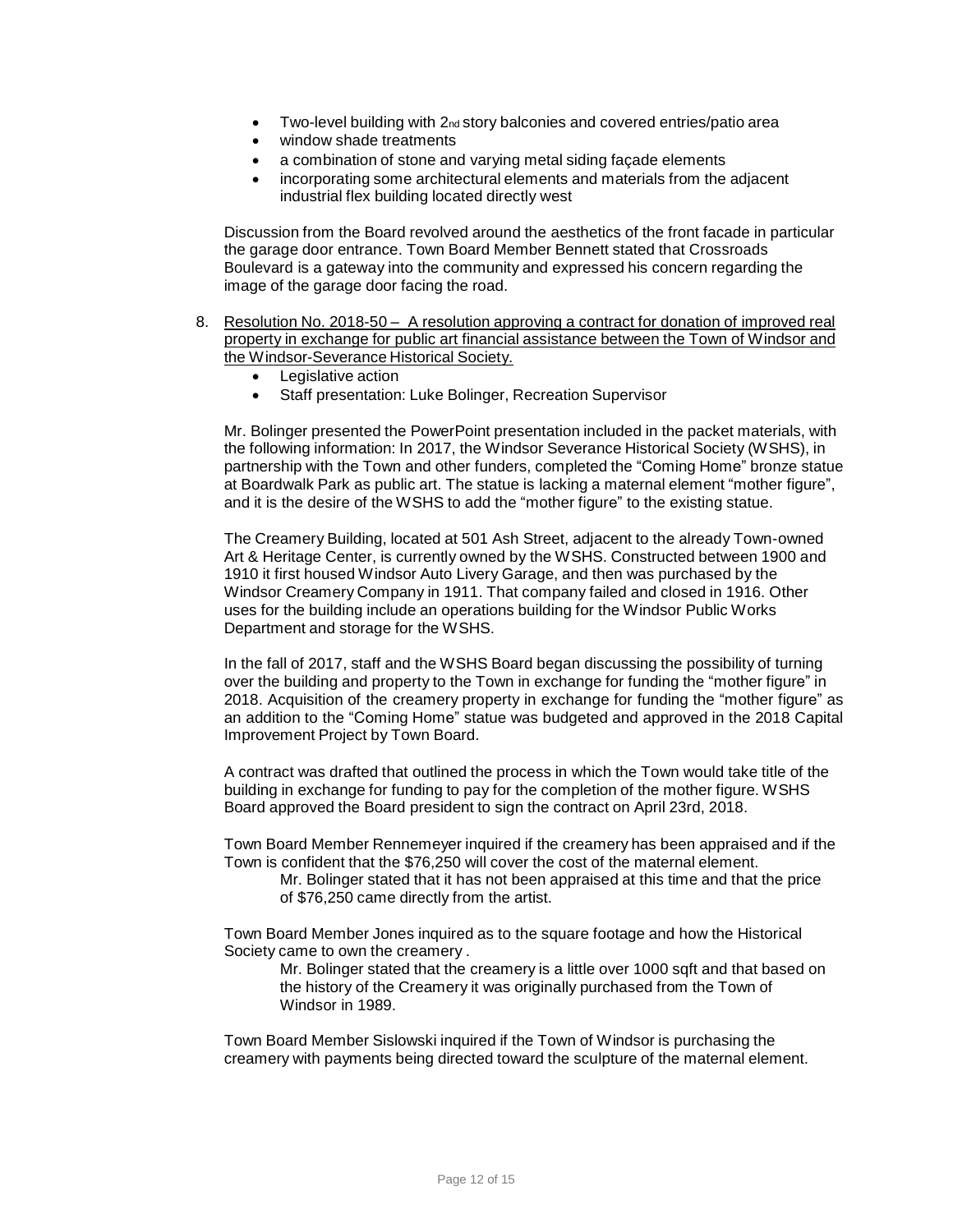- Two-level building with 2nd story balconies and covered entries/patio area
- window shade treatments
- a combination of stone and varying metal siding façade elements
- incorporating some architectural elements and materials from the adjacent industrial flex building located directly west

Discussion from the Board revolved around the aesthetics of the front facade in particular the garage door entrance. Town Board Member Bennett stated that Crossroads Boulevard is a gateway into the community and expressed his concern regarding the image of the garage door facing the road.

8. Resolution No. 2018-50 – A resolution approving a contract for donation of improved real property in exchange for public art financial assistance between the Town of Windsor and the Windsor-Severance Historical Society.
   - Legislative action
   - Staff presentation: Luke Bolinger, Recreation Supervisor

   Mr. Bolinger presented the PowerPoint presentation included in the packet materials, with the following information: In 2017, the Windsor Severance Historical Society (WSHS), in partnership with the Town and other funders, completed the "Coming Home" bronze statue at Boardwalk Park as public art. The statue is lacking a maternal element "mother figure", and it is the desire of the WSHS to add the "mother figure" to the existing statue.

   The Creamery Building, located at 501 Ash Street, adjacent to the already Town-owned Art & Heritage Center, is currently owned by the WSHS. Constructed between 1900 and 1910 it first housed Windsor Auto Livery Garage, and then was purchased by the Windsor Creamery Company in 1911. That company failed and closed in 1916. Other uses for the building include an operations building for the Windsor Public Works Department and storage for the WSHS.

   In the fall of 2017, staff and the WSHS Board began discussing the possibility of turning over the building and property to the Town in exchange for funding the "mother figure" in 2018. Acquisition of the creamery property in exchange for funding the "mother figure" as an addition to the "Coming Home" statue was budgeted and approved in the 2018 Capital Improvement Project by Town Board.

   A contract was drafted that outlined the process in which the Town would take title of the building in exchange for funding to pay for the completion of the mother figure. WSHS Board approved the Board president to sign the contract on April 23rd, 2018.

   Town Board Member Rennemeyer inquired if the creamery has been appraised and if the Town is confident that the $76,250 will cover the cost of the maternal element.

   > Mr. Bolinger stated that it has not been appraised at this time and that the price of $76,250 came directly from the artist.

   Town Board Member Jones inquired as to the square footage and how the Historical Society came to own the creamery .

   > Mr. Bolinger stated that the creamery is a little over 1000 sqft and that based on the history of the Creamery it was originally purchased from the Town of Windsor in 1989.

   Town Board Member Sislowski inquired if the Town of Windsor is purchasing the creamery with payments being directed toward the sculpture of the maternal element.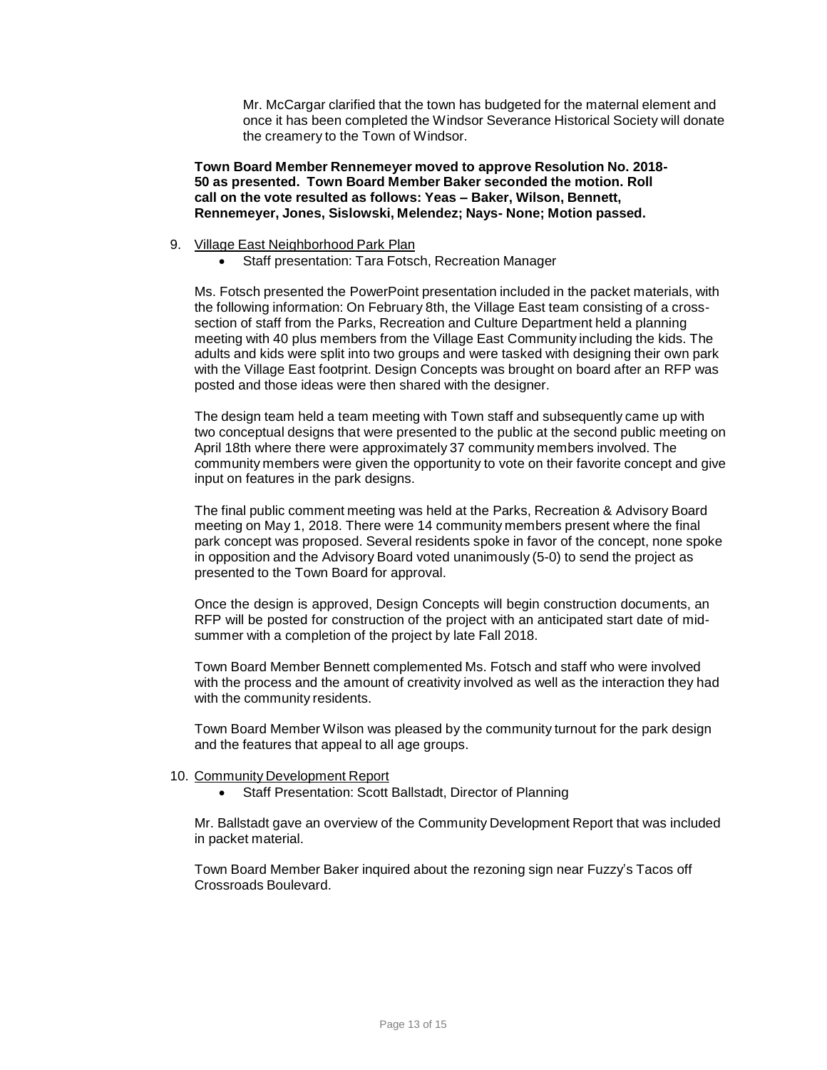Mr. McCargar clarified that the town has budgeted for the maternal element and once it has been completed the Windsor Severance Historical Society will donate the creamery to the Town of Windsor.

**Town Board Member Rennemeyer moved to approve Resolution No. 2018-50 as presented. Town Board Member Baker seconded the motion. Roll call on the vote resulted as follows: Yeas – Baker, Wilson, Bennett, Rennemeyer, Jones, Sislowski, Melendez; Nays- None; Motion passed.**

9. Village East Neighborhood Park Plan
   - Staff presentation: Tara Fotsch, Recreation Manager

   Ms. Fotsch presented the PowerPoint presentation included in the packet materials, with the following information: On February 8th, the Village East team consisting of a cross-section of staff from the Parks, Recreation and Culture Department held a planning meeting with 40 plus members from the Village East Community including the kids. The adults and kids were split into two groups and were tasked with designing their own park with the Village East footprint. Design Concepts was brought on board after an RFP was posted and those ideas were then shared with the designer.

   The design team held a team meeting with Town staff and subsequently came up with two conceptual designs that were presented to the public at the second public meeting on April 18th where there were approximately 37 community members involved. The community members were given the opportunity to vote on their favorite concept and give input on features in the park designs.

   The final public comment meeting was held at the Parks, Recreation & Advisory Board meeting on May 1, 2018. There were 14 community members present where the final park concept was proposed. Several residents spoke in favor of the concept, none spoke in opposition and the Advisory Board voted unanimously (5-0) to send the project as presented to the Town Board for approval.

   Once the design is approved, Design Concepts will begin construction documents, an RFP will be posted for construction of the project with an anticipated start date of mid-summer with a completion of the project by late Fall 2018.

   Town Board Member Bennett complemented Ms. Fotsch and staff who were involved with the process and the amount of creativity involved as well as the interaction they had with the community residents.

   Town Board Member Wilson was pleased by the community turnout for the park design and the features that appeal to all age groups.

10. Community Development Report
    - Staff Presentation: Scott Ballstadt, Director of Planning

    Mr. Ballstadt gave an overview of the Community Development Report that was included in packet material.

    Town Board Member Baker inquired about the rezoning sign near Fuzzy's Tacos off Crossroads Boulevard.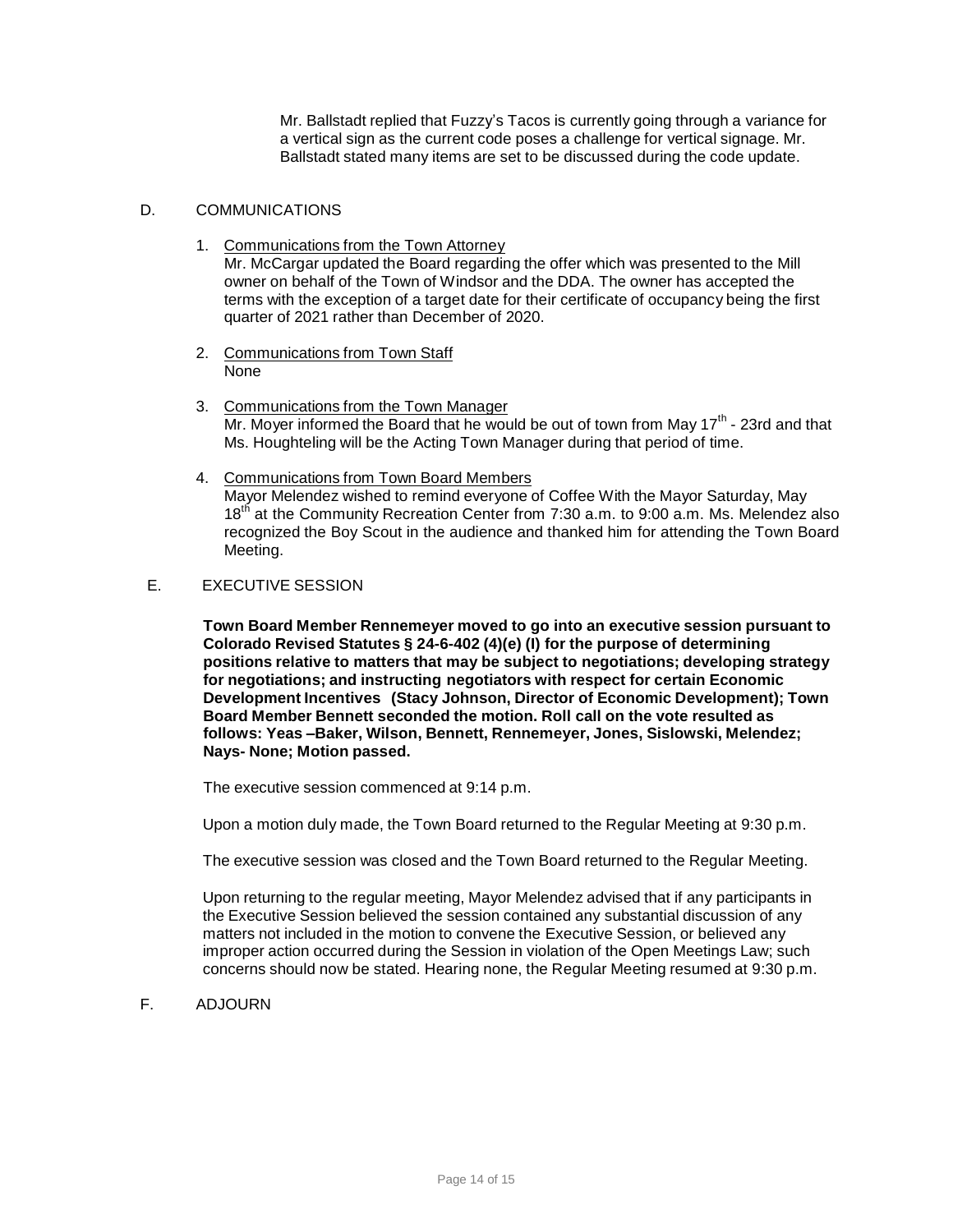Mr. Ballstadt replied that Fuzzy's Tacos is currently going through a variance for a vertical sign as the current code poses a challenge for vertical signage. Mr. Ballstadt stated many items are set to be discussed during the code update.

D. COMMUNICATIONS

1. Communications from the Town Attorney
   Mr. McCargar updated the Board regarding the offer which was presented to the Mill owner on behalf of the Town of Windsor and the DDA. The owner has accepted the terms with the exception of a target date for their certificate of occupancy being the first quarter of 2021 rather than December of 2020.

2. Communications from Town Staff
   None

3. Communications from the Town Manager
   Mr. Moyer informed the Board that he would be out of town from May 17th - 23rd and that Ms. Houghteling will be the Acting Town Manager during that period of time.

4. Communications from Town Board Members
   Mayor Melendez wished to remind everyone of Coffee With the Mayor Saturday, May 18th at the Community Recreation Center from 7:30 a.m. to 9:00 a.m. Ms. Melendez also recognized the Boy Scout in the audience and thanked him for attending the Town Board Meeting.

E. EXECUTIVE SESSION

**Town Board Member Rennemeyer moved to go into an executive session pursuant to Colorado Revised Statutes § 24-6-402 (4)(e) (I) for the purpose of determining positions relative to matters that may be subject to negotiations; developing strategy for negotiations; and instructing negotiators with respect for certain Economic Development Incentives (Stacy Johnson, Director of Economic Development); Town Board Member Bennett seconded the motion. Roll call on the vote resulted as follows: Yeas –Baker, Wilson, Bennett, Rennemeyer, Jones, Sislowski, Melendez; Nays- None; Motion passed.**

The executive session commenced at 9:14 p.m.

Upon a motion duly made, the Town Board returned to the Regular Meeting at 9:30 p.m.

The executive session was closed and the Town Board returned to the Regular Meeting.

Upon returning to the regular meeting, Mayor Melendez advised that if any participants in the Executive Session believed the session contained any substantial discussion of any matters not included in the motion to convene the Executive Session, or believed any improper action occurred during the Session in violation of the Open Meetings Law; such concerns should now be stated. Hearing none, the Regular Meeting resumed at 9:30 p.m.

F. ADJOURN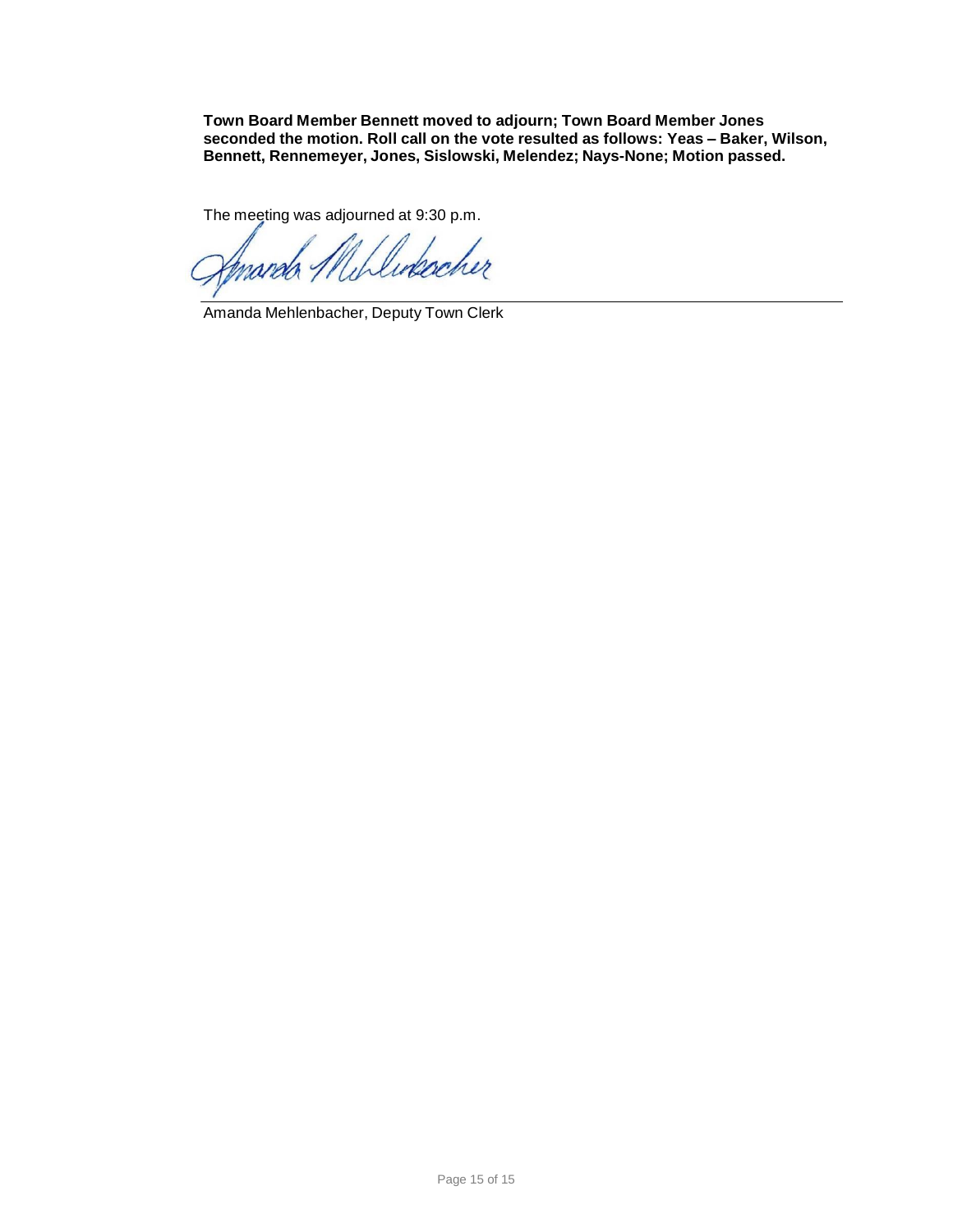**Town Board Member Bennett moved to adjourn; Town Board Member Jones seconded the motion. Roll call on the vote resulted as follows: Yeas – Baker, Wilson, Bennett, Rennemeyer, Jones, Sislowski, Melendez; Nays-None; Motion passed.**

The meeting was adjourned at 9:30 p.m.

Amanda Mehlenbacher, Deputy Town Clerk